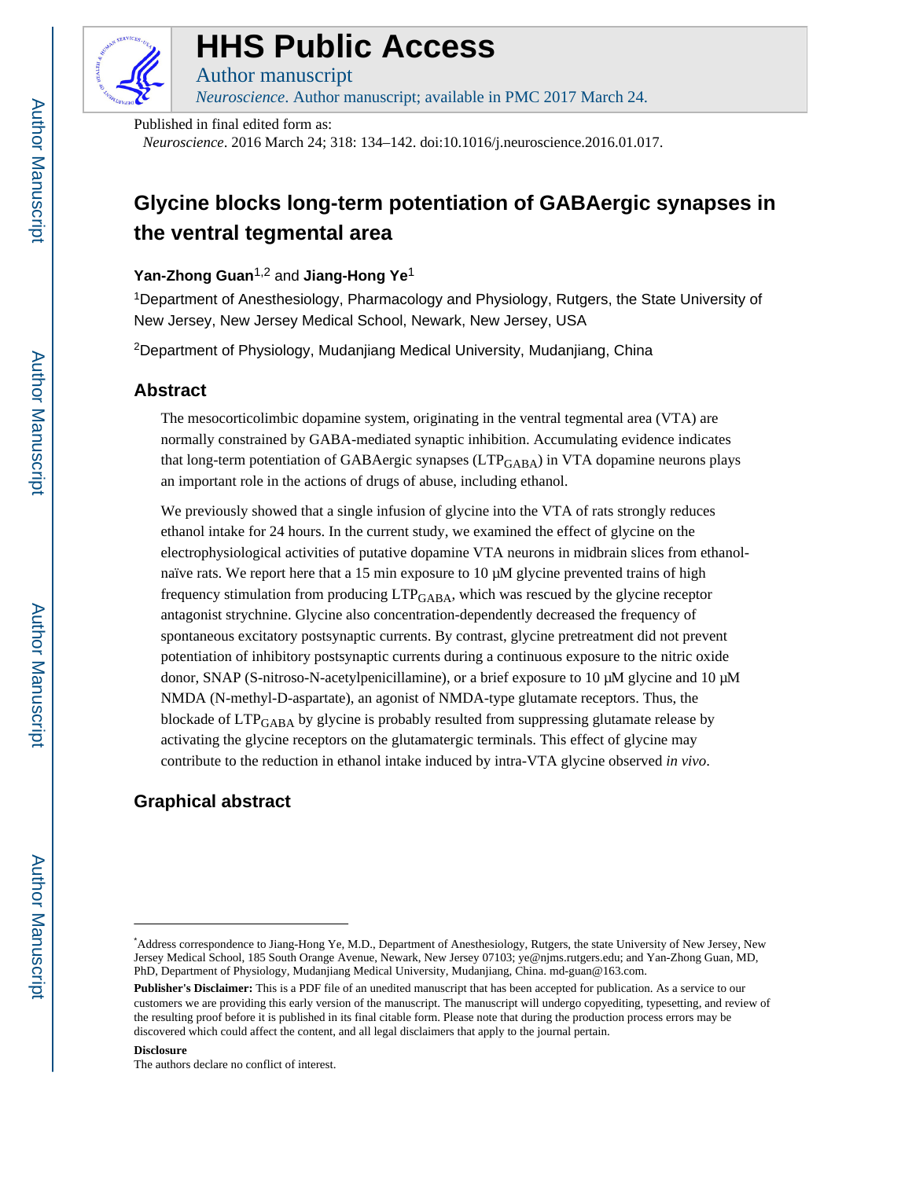# HHS Public Access

Author manuscript

*Neuroscience*. Author manuscript; available in PMC 2017 March 24.

Published in final edited form as:

*Neuroscience*. 2016 March 24; 318: 134–142. doi:10.1016/j.neuroscience.2016.01.017.

# Glycine blocks long-term potentiation of GABAergic synapses in the ventral tegmental area

**Yan-Zhong Guan**[1,2] and **Jiang-Hong Ye**[1]

[1]Department of Anesthesiology, Pharmacology and Physiology, Rutgers, the State University of New Jersey, New Jersey Medical School, Newark, New Jersey, USA

[2]Department of Physiology, Mudanjiang Medical University, Mudanjiang, China

## Abstract

The mesocorticolimbic dopamine system, originating in the ventral tegmental area (VTA) are normally constrained by GABA-mediated synaptic inhibition. Accumulating evidence indicates that long-term potentiation of GABAergic synapses ($LTP_{GABA}$) in VTA dopamine neurons plays an important role in the actions of drugs of abuse, including ethanol.

We previously showed that a single infusion of glycine into the VTA of rats strongly reduces ethanol intake for 24 hours. In the current study, we examined the effect of glycine on the electrophysiological activities of putative dopamine VTA neurons in midbrain slices from ethanol-naïve rats. We report here that a 15 min exposure to 10 μM glycine prevented trains of high frequency stimulation from producing $LTP_{GABA}$, which was rescued by the glycine receptor antagonist strychnine. Glycine also concentration-dependently decreased the frequency of spontaneous excitatory postsynaptic currents. By contrast, glycine pretreatment did not prevent potentiation of inhibitory postsynaptic currents during a continuous exposure to the nitric oxide donor, SNAP (S-nitroso-N-acetylpenicillamine), or a brief exposure to 10 μM glycine and 10 μM NMDA (N-methyl-D-aspartate), an agonist of NMDA-type glutamate receptors. Thus, the blockade of $LTP_{GABA}$ by glycine is probably resulted from suppressing glutamate release by activating the glycine receptors on the glutamatergic terminals. This effect of glycine may contribute to the reduction in ethanol intake induced by intra-VTA glycine observed *in vivo*.

## Graphical abstract

---

*Address correspondence to Jiang-Hong Ye, M.D., Department of Anesthesiology, Rutgers, the state University of New Jersey, New Jersey Medical School, 185 South Orange Avenue, Newark, New Jersey 07103; ye@njms.rutgers.edu; and Yan-Zhong Guan, MD, PhD, Department of Physiology, Mudanjiang Medical University, Mudanjiang, China. md-guan@163.com.

**Publisher's Disclaimer:** This is a PDF file of an unedited manuscript that has been accepted for publication. As a service to our customers we are providing this early version of the manuscript. The manuscript will undergo copyediting, typesetting, and review of the resulting proof before it is published in its final citable form. Please note that during the production process errors may be discovered which could affect the content, and all legal disclaimers that apply to the journal pertain.

**Disclosure**

The authors declare no conflict of interest.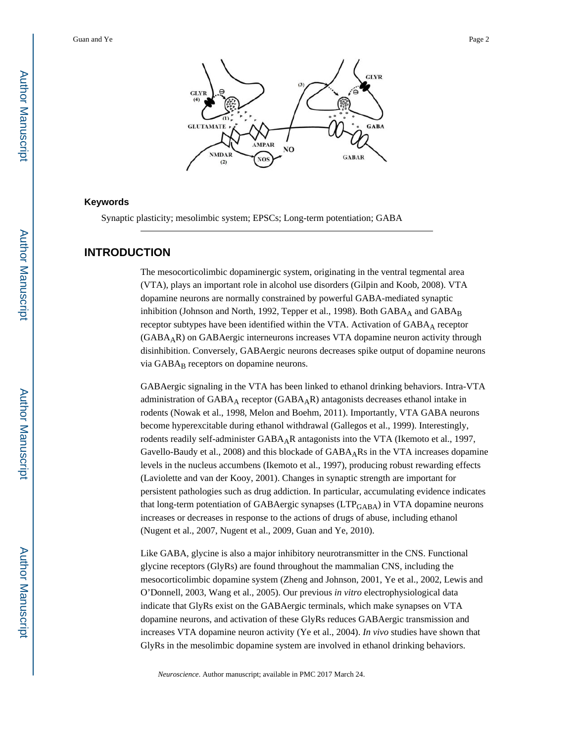### Keywords

Synaptic plasticity; mesolimbic system; EPSCs; Long-term potentiation; GABA

## INTRODUCTION

The mesocorticolimbic dopaminergic system, originating in the ventral tegmental area (VTA), plays an important role in alcohol use disorders (Gilpin and Koob, 2008). VTA dopamine neurons are normally constrained by powerful GABA-mediated synaptic inhibition (Johnson and North, 1992, Tepper et al., 1998). Both $GABA_A$ and $GABA_B$ receptor subtypes have been identified within the VTA. Activation of $GABA_A$ receptor ($GABA_AR$) on GABAergic interneurons increases VTA dopamine neuron activity through disinhibition. Conversely, GABAergic neurons decreases spike output of dopamine neurons via $GABA_B$ receptors on dopamine neurons.

GABAergic signaling in the VTA has been linked to ethanol drinking behaviors. Intra-VTA administration of $GABA_A$ receptor ($GABA_AR$) antagonists decreases ethanol intake in rodents (Nowak et al., 1998, Melon and Boehm, 2011). Importantly, VTA GABA neurons become hyperexcitable during ethanol withdrawal (Gallegos et al., 1999). Interestingly, rodents readily self-administer $GABA_AR$ antagonists into the VTA (Ikemoto et al., 1997, Gavello-Baudy et al., 2008) and this blockade of $GABA_AR$s in the VTA increases dopamine levels in the nucleus accumbens (Ikemoto et al., 1997), producing robust rewarding effects (Laviolette and van der Kooy, 2001). Changes in synaptic strength are important for persistent pathologies such as drug addiction. In particular, accumulating evidence indicates that long-term potentiation of GABAergic synapses ($LTP_{GABA}$) in VTA dopamine neurons increases or decreases in response to the actions of drugs of abuse, including ethanol (Nugent et al., 2007, Nugent et al., 2009, Guan and Ye, 2010).

Like GABA, glycine is also a major inhibitory neurotransmitter in the CNS. Functional glycine receptors (GlyRs) are found throughout the mammalian CNS, including the mesocorticolimbic dopamine system (Zheng and Johnson, 2001, Ye et al., 2002, Lewis and O'Donnell, 2003, Wang et al., 2005). Our previous *in vitro* electrophysiological data indicate that GlyRs exist on the GABAergic terminals, which make synapses on VTA dopamine neurons, and activation of these GlyRs reduces GABAergic transmission and increases VTA dopamine neuron activity (Ye et al., 2004). *In vivo* studies have shown that GlyRs in the mesolimbic dopamine system are involved in ethanol drinking behaviors.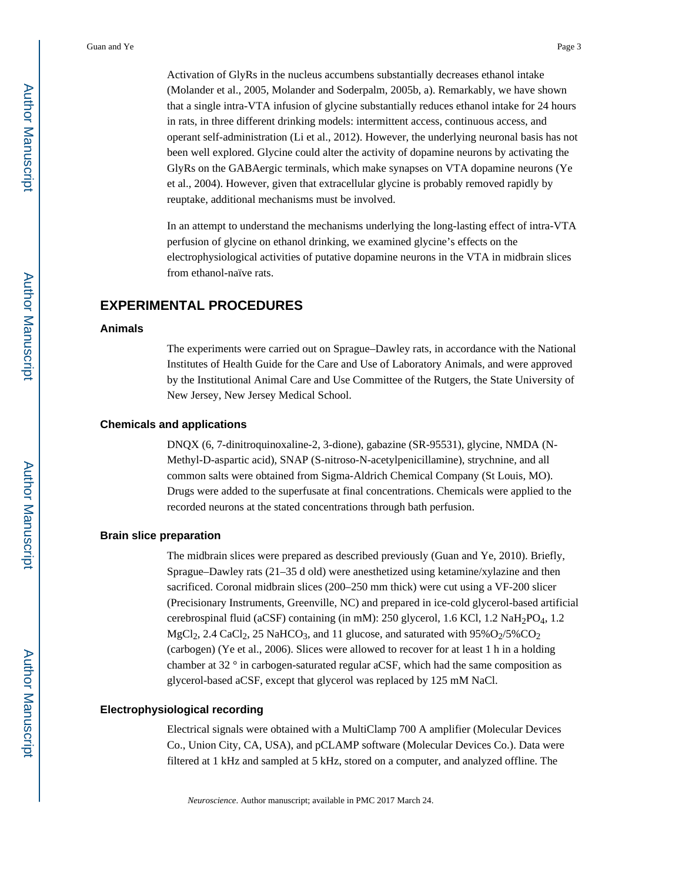Activation of GlyRs in the nucleus accumbens substantially decreases ethanol intake (Molander et al., 2005, Molander and Soderpalm, 2005b, a). Remarkably, we have shown that a single intra-VTA infusion of glycine substantially reduces ethanol intake for 24 hours in rats, in three different drinking models: intermittent access, continuous access, and operant self-administration (Li et al., 2012). However, the underlying neuronal basis has not been well explored. Glycine could alter the activity of dopamine neurons by activating the GlyRs on the GABAergic terminals, which make synapses on VTA dopamine neurons (Ye et al., 2004). However, given that extracellular glycine is probably removed rapidly by reuptake, additional mechanisms must be involved.

In an attempt to understand the mechanisms underlying the long-lasting effect of intra-VTA perfusion of glycine on ethanol drinking, we examined glycine's effects on the electrophysiological activities of putative dopamine neurons in the VTA in midbrain slices from ethanol-naïve rats.

## EXPERIMENTAL PROCEDURES

### Animals

The experiments were carried out on Sprague–Dawley rats, in accordance with the National Institutes of Health Guide for the Care and Use of Laboratory Animals, and were approved by the Institutional Animal Care and Use Committee of the Rutgers, the State University of New Jersey, New Jersey Medical School.

### Chemicals and applications

DNQX (6, 7-dinitroquinoxaline-2, 3-dione), gabazine (SR-95531), glycine, NMDA (N-Methyl-D-aspartic acid), SNAP (S-nitroso-N-acetylpenicillamine), strychnine, and all common salts were obtained from Sigma-Aldrich Chemical Company (St Louis, MO). Drugs were added to the superfusate at final concentrations. Chemicals were applied to the recorded neurons at the stated concentrations through bath perfusion.

### Brain slice preparation

The midbrain slices were prepared as described previously (Guan and Ye, 2010). Briefly, Sprague–Dawley rats (21–35 d old) were anesthetized using ketamine/xylazine and then sacrificed. Coronal midbrain slices (200–250 mm thick) were cut using a VF-200 slicer (Precisionary Instruments, Greenville, NC) and prepared in ice-cold glycerol-based artificial cerebrospinal fluid (aCSF) containing (in mM): 250 glycerol, 1.6 KCl, 1.2 $NaH_2PO_4$, 1.2 $MgCl_2$, 2.4 $CaCl_2$, 25 $NaHCO_3$, and 11 glucose, and saturated with 95%$O_2$/5%$CO_2$ (carbogen) (Ye et al., 2006). Slices were allowed to recover for at least 1 h in a holding chamber at 32 ° in carbogen-saturated regular aCSF, which had the same composition as glycerol-based aCSF, except that glycerol was replaced by 125 mM NaCl.

### Electrophysiological recording

Electrical signals were obtained with a MultiClamp 700 A amplifier (Molecular Devices Co., Union City, CA, USA), and pCLAMP software (Molecular Devices Co.). Data were filtered at 1 kHz and sampled at 5 kHz, stored on a computer, and analyzed offline. The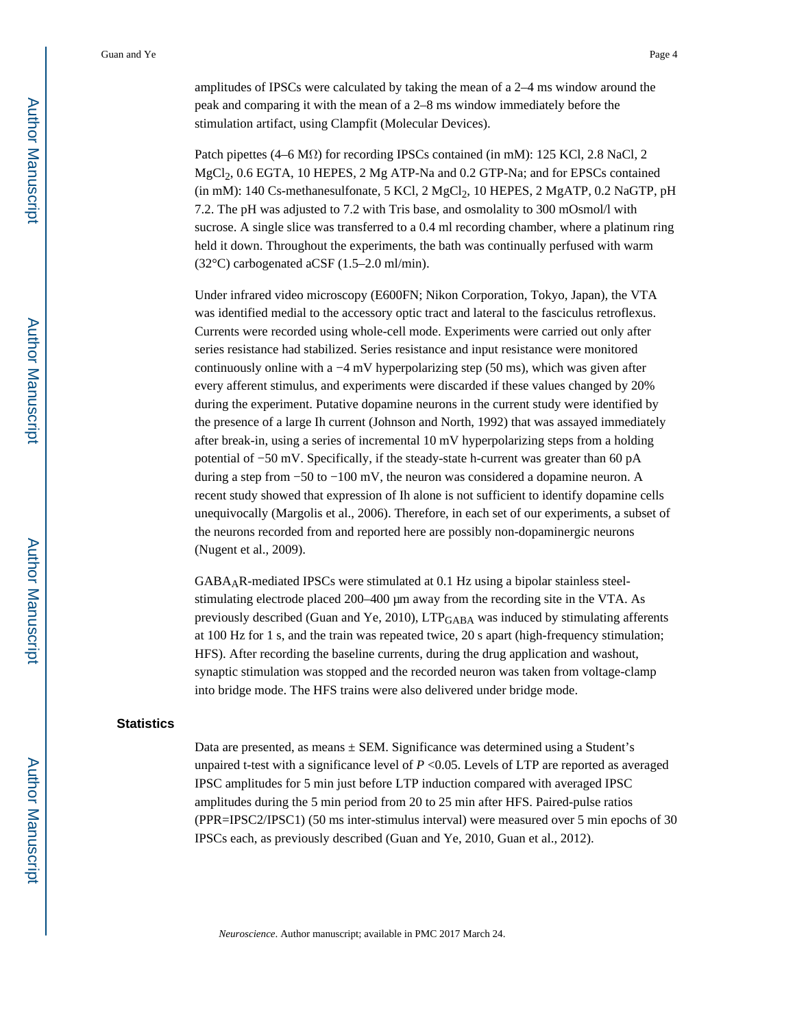amplitudes of IPSCs were calculated by taking the mean of a 2–4 ms window around the peak and comparing it with the mean of a 2–8 ms window immediately before the stimulation artifact, using Clampfit (Molecular Devices).

Patch pipettes (4–6 MΩ) for recording IPSCs contained (in mM): 125 KCl, 2.8 NaCl, 2 $MgCl_2$, 0.6 EGTA, 10 HEPES, 2 Mg ATP-Na and 0.2 GTP-Na; and for EPSCs contained (in mM): 140 Cs-methanesulfonate, 5 KCl, 2 $MgCl_2$, 10 HEPES, 2 MgATP, 0.2 NaGTP, pH 7.2. The pH was adjusted to 7.2 with Tris base, and osmolality to 300 mOsmol/l with sucrose. A single slice was transferred to a 0.4 ml recording chamber, where a platinum ring held it down. Throughout the experiments, the bath was continually perfused with warm (32°C) carbogenated aCSF (1.5–2.0 ml/min).

Under infrared video microscopy (E600FN; Nikon Corporation, Tokyo, Japan), the VTA was identified medial to the accessory optic tract and lateral to the fasciculus retroflexus. Currents were recorded using whole-cell mode. Experiments were carried out only after series resistance had stabilized. Series resistance and input resistance were monitored continuously online with a −4 mV hyperpolarizing step (50 ms), which was given after every afferent stimulus, and experiments were discarded if these values changed by 20% during the experiment. Putative dopamine neurons in the current study were identified by the presence of a large Ih current (Johnson and North, 1992) that was assayed immediately after break-in, using a series of incremental 10 mV hyperpolarizing steps from a holding potential of −50 mV. Specifically, if the steady-state h-current was greater than 60 pA during a step from −50 to −100 mV, the neuron was considered a dopamine neuron. A recent study showed that expression of Ih alone is not sufficient to identify dopamine cells unequivocally (Margolis et al., 2006). Therefore, in each set of our experiments, a subset of the neurons recorded from and reported here are possibly non-dopaminergic neurons (Nugent et al., 2009).

$GABA_A$R-mediated IPSCs were stimulated at 0.1 Hz using a bipolar stainless steel-stimulating electrode placed 200–400 μm away from the recording site in the VTA. As previously described (Guan and Ye, 2010), $LTP_{GABA}$ was induced by stimulating afferents at 100 Hz for 1 s, and the train was repeated twice, 20 s apart (high-frequency stimulation; HFS). After recording the baseline currents, during the drug application and washout, synaptic stimulation was stopped and the recorded neuron was taken from voltage-clamp into bridge mode. The HFS trains were also delivered under bridge mode.

### Statistics

Data are presented, as means ± SEM. Significance was determined using a Student's unpaired t-test with a significance level of $P < 0.05$. Levels of LTP are reported as averaged IPSC amplitudes for 5 min just before LTP induction compared with averaged IPSC amplitudes during the 5 min period from 20 to 25 min after HFS. Paired-pulse ratios (PPR=IPSC2/IPSC1) (50 ms inter-stimulus interval) were measured over 5 min epochs of 30 IPSCs each, as previously described (Guan and Ye, 2010, Guan et al., 2012).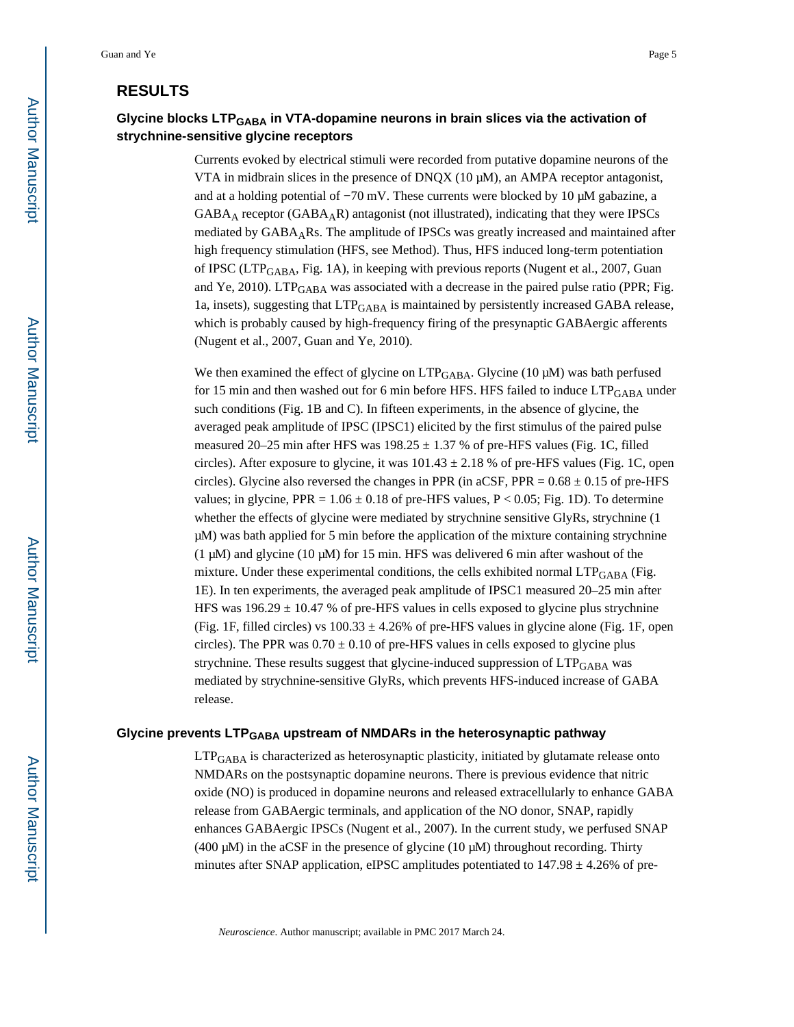## RESULTS

### Glycine blocks $LTP_{GABA}$ in VTA-dopamine neurons in brain slices via the activation of strychnine-sensitive glycine receptors

Currents evoked by electrical stimuli were recorded from putative dopamine neurons of the VTA in midbrain slices in the presence of DNQX (10 μM), an AMPA receptor antagonist, and at a holding potential of −70 mV. These currents were blocked by 10 μM gabazine, a $GABA_A$ receptor ($GABA_AR$) antagonist (not illustrated), indicating that they were IPSCs mediated by $GABA_ARs$. The amplitude of IPSCs was greatly increased and maintained after high frequency stimulation (HFS, see Method). Thus, HFS induced long-term potentiation of IPSC ($LTP_{GABA}$, Fig. 1A), in keeping with previous reports (Nugent et al., 2007, Guan and Ye, 2010). $LTP_{GABA}$ was associated with a decrease in the paired pulse ratio (PPR; Fig. 1a, insets), suggesting that $LTP_{GABA}$ is maintained by persistently increased GABA release, which is probably caused by high-frequency firing of the presynaptic GABAergic afferents (Nugent et al., 2007, Guan and Ye, 2010).

We then examined the effect of glycine on $LTP_{GABA}$. Glycine (10 μM) was bath perfused for 15 min and then washed out for 6 min before HFS. HFS failed to induce $LTP_{GABA}$ under such conditions (Fig. 1B and C). In fifteen experiments, in the absence of glycine, the averaged peak amplitude of IPSC (IPSC1) elicited by the first stimulus of the paired pulse measured 20–25 min after HFS was 198.25 ± 1.37 % of pre-HFS values (Fig. 1C, filled circles). After exposure to glycine, it was 101.43 ± 2.18 % of pre-HFS values (Fig. 1C, open circles). Glycine also reversed the changes in PPR (in aCSF, PPR = 0.68 ± 0.15 of pre-HFS values; in glycine, PPR = 1.06 ± 0.18 of pre-HFS values, $P < 0.05$; Fig. 1D). To determine whether the effects of glycine were mediated by strychnine sensitive GlyRs, strychnine (1 μM) was bath applied for 5 min before the application of the mixture containing strychnine (1 μM) and glycine (10 μM) for 15 min. HFS was delivered 6 min after washout of the mixture. Under these experimental conditions, the cells exhibited normal $LTP_{GABA}$ (Fig. 1E). In ten experiments, the averaged peak amplitude of IPSC1 measured 20–25 min after HFS was 196.29 ± 10.47 % of pre-HFS values in cells exposed to glycine plus strychnine (Fig. 1F, filled circles) vs 100.33 ± 4.26% of pre-HFS values in glycine alone (Fig. 1F, open circles). The PPR was 0.70 ± 0.10 of pre-HFS values in cells exposed to glycine plus strychnine. These results suggest that glycine-induced suppression of $LTP_{GABA}$ was mediated by strychnine-sensitive GlyRs, which prevents HFS-induced increase of GABA release.

### Glycine prevents $LTP_{GABA}$ upstream of NMDARs in the heterosynaptic pathway

$LTP_{GABA}$ is characterized as heterosynaptic plasticity, initiated by glutamate release onto NMDARs on the postsynaptic dopamine neurons. There is previous evidence that nitric oxide (NO) is produced in dopamine neurons and released extracellularly to enhance GABA release from GABAergic terminals, and application of the NO donor, SNAP, rapidly enhances GABAergic IPSCs (Nugent et al., 2007). In the current study, we perfused SNAP (400 μM) in the aCSF in the presence of glycine (10 μM) throughout recording. Thirty minutes after SNAP application, eIPSC amplitudes potentiated to 147.98 ± 4.26% of pre-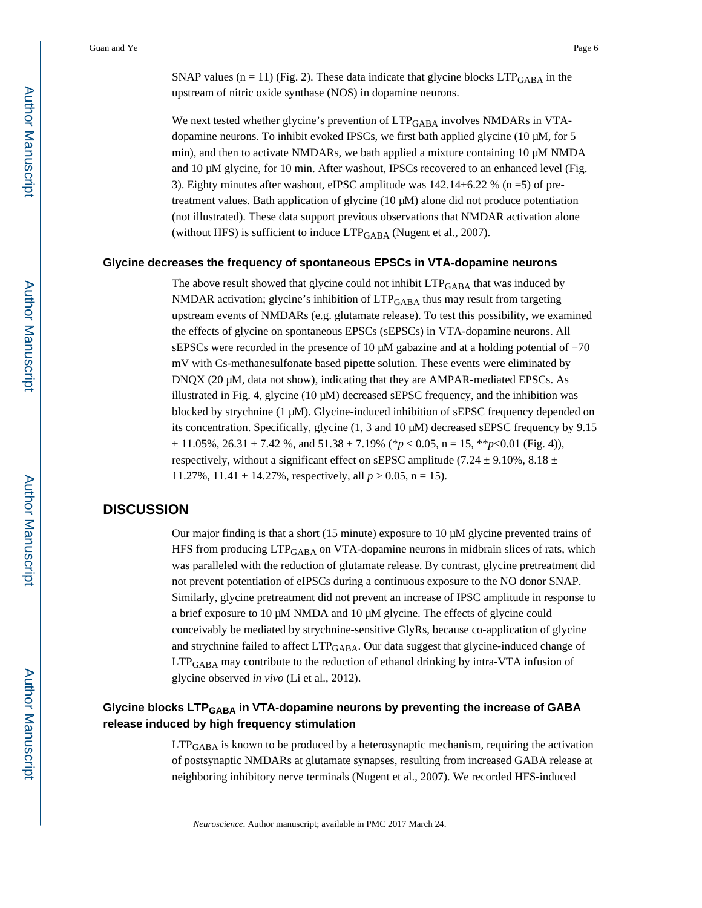SNAP values (n = 11) (Fig. 2). These data indicate that glycine blocks $LTP_{GABA}$ in the upstream of nitric oxide synthase (NOS) in dopamine neurons.

We next tested whether glycine's prevention of $LTP_{GABA}$ involves NMDARs in VTA-dopamine neurons. To inhibit evoked IPSCs, we first bath applied glycine (10 μM, for 5 min), and then to activate NMDARs, we bath applied a mixture containing 10 μM NMDA and 10 μM glycine, for 10 min. After washout, IPSCs recovered to an enhanced level (Fig. 3). Eighty minutes after washout, eIPSC amplitude was 142.14±6.22 % (n =5) of pre-treatment values. Bath application of glycine (10 μM) alone did not produce potentiation (not illustrated). These data support previous observations that NMDAR activation alone (without HFS) is sufficient to induce $LTP_{GABA}$ (Nugent et al., 2007).

### Glycine decreases the frequency of spontaneous EPSCs in VTA-dopamine neurons

The above result showed that glycine could not inhibit $LTP_{GABA}$ that was induced by NMDAR activation; glycine's inhibition of $LTP_{GABA}$ thus may result from targeting upstream events of NMDARs (e.g. glutamate release). To test this possibility, we examined the effects of glycine on spontaneous EPSCs (sEPSCs) in VTA-dopamine neurons. All sEPSCs were recorded in the presence of 10 μM gabazine and at a holding potential of −70 mV with Cs-methanesulfonate based pipette solution. These events were eliminated by DNQX (20 μM, data not show), indicating that they are AMPAR-mediated EPSCs. As illustrated in Fig. 4, glycine (10 μM) decreased sEPSC frequency, and the inhibition was blocked by strychnine (1 μM). Glycine-induced inhibition of sEPSC frequency depended on its concentration. Specifically, glycine (1, 3 and 10 μM) decreased sEPSC frequency by 9.15 ± 11.05%, 26.31 ± 7.42 %, and 51.38 ± 7.19% (\*$p < 0.05$, n = 15, \*\*$p<0.01$ (Fig. 4)), respectively, without a significant effect on sEPSC amplitude (7.24 ± 9.10%, 8.18 ± 11.27%, 11.41 ± 14.27%, respectively, all $p > 0.05$, n = 15).

## DISCUSSION

Our major finding is that a short (15 minute) exposure to 10 μM glycine prevented trains of HFS from producing $LTP_{GABA}$ on VTA-dopamine neurons in midbrain slices of rats, which was paralleled with the reduction of glutamate release. By contrast, glycine pretreatment did not prevent potentiation of eIPSCs during a continuous exposure to the NO donor SNAP. Similarly, glycine pretreatment did not prevent an increase of IPSC amplitude in response to a brief exposure to 10 μM NMDA and 10 μM glycine. The effects of glycine could conceivably be mediated by strychnine-sensitive GlyRs, because co-application of glycine and strychnine failed to affect $LTP_{GABA}$. Our data suggest that glycine-induced change of $LTP_{GABA}$ may contribute to the reduction of ethanol drinking by intra-VTA infusion of glycine observed *in vivo* (Li et al., 2012).

### Glycine blocks $LTP_{GABA}$ in VTA-dopamine neurons by preventing the increase of GABA release induced by high frequency stimulation

$LTP_{GABA}$ is known to be produced by a heterosynaptic mechanism, requiring the activation of postsynaptic NMDARs at glutamate synapses, resulting from increased GABA release at neighboring inhibitory nerve terminals (Nugent et al., 2007). We recorded HFS-induced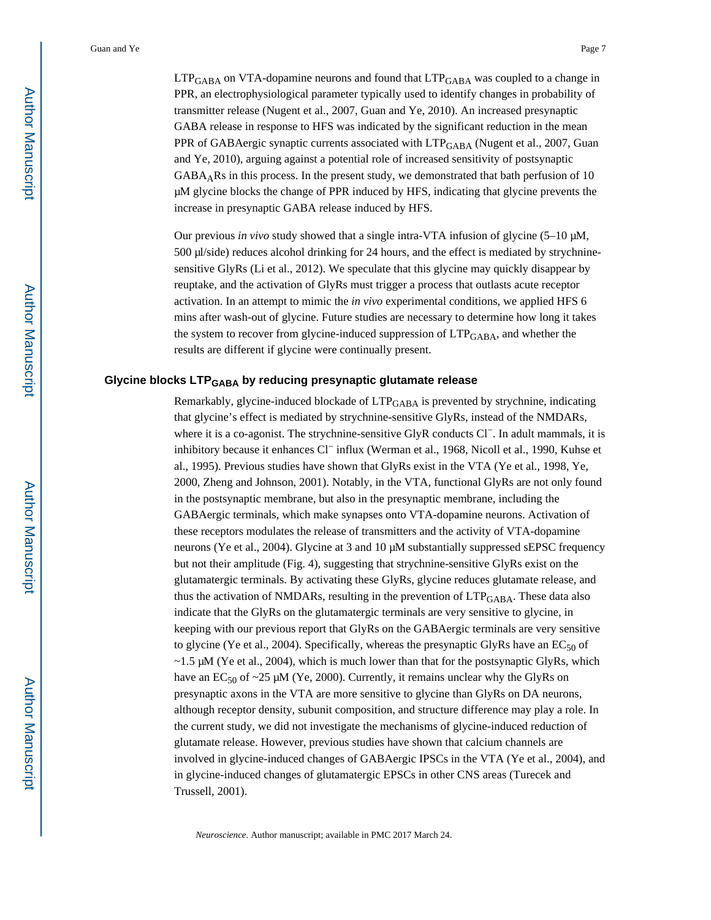$LTP_{GABA}$ on VTA-dopamine neurons and found that $LTP_{GABA}$ was coupled to a change in PPR, an electrophysiological parameter typically used to identify changes in probability of transmitter release (Nugent et al., 2007, Guan and Ye, 2010). An increased presynaptic GABA release in response to HFS was indicated by the significant reduction in the mean PPR of GABAergic synaptic currents associated with $LTP_{GABA}$ (Nugent et al., 2007, Guan and Ye, 2010), arguing against a potential role of increased sensitivity of postsynaptic $GABA_A$Rs in this process. In the present study, we demonstrated that bath perfusion of 10 μM glycine blocks the change of PPR induced by HFS, indicating that glycine prevents the increase in presynaptic GABA release induced by HFS.

Our previous *in vivo* study showed that a single intra-VTA infusion of glycine (5–10 μM, 500 μl/side) reduces alcohol drinking for 24 hours, and the effect is mediated by strychnine-sensitive GlyRs (Li et al., 2012). We speculate that this glycine may quickly disappear by reuptake, and the activation of GlyRs must trigger a process that outlasts acute receptor activation. In an attempt to mimic the *in vivo* experimental conditions, we applied HFS 6 mins after wash-out of glycine. Future studies are necessary to determine how long it takes the system to recover from glycine-induced suppression of $LTP_{GABA}$, and whether the results are different if glycine were continually present.

### Glycine blocks $LTP_{GABA}$ by reducing presynaptic glutamate release

Remarkably, glycine-induced blockade of $LTP_{GABA}$ is prevented by strychnine, indicating that glycine's effect is mediated by strychnine-sensitive GlyRs, instead of the NMDARs, where it is a co-agonist. The strychnine-sensitive GlyR conducts $Cl^-$. In adult mammals, it is inhibitory because it enhances $Cl^-$ influx (Werman et al., 1968, Nicoll et al., 1990, Kuhse et al., 1995). Previous studies have shown that GlyRs exist in the VTA (Ye et al., 1998, Ye, 2000, Zheng and Johnson, 2001). Notably, in the VTA, functional GlyRs are not only found in the postsynaptic membrane, but also in the presynaptic membrane, including the GABAergic terminals, which make synapses onto VTA-dopamine neurons. Activation of these receptors modulates the release of transmitters and the activity of VTA-dopamine neurons (Ye et al., 2004). Glycine at 3 and 10 μM substantially suppressed sEPSC frequency but not their amplitude (Fig. 4), suggesting that strychnine-sensitive GlyRs exist on the glutamatergic terminals. By activating these GlyRs, glycine reduces glutamate release, and thus the activation of NMDARs, resulting in the prevention of $LTP_{GABA}$. These data also indicate that the GlyRs on the glutamatergic terminals are very sensitive to glycine, in keeping with our previous report that GlyRs on the GABAergic terminals are very sensitive to glycine (Ye et al., 2004). Specifically, whereas the presynaptic GlyRs have an $EC_{50}$ of ~1.5 μM (Ye et al., 2004), which is much lower than that for the postsynaptic GlyRs, which have an $EC_{50}$ of ~25 μM (Ye, 2000). Currently, it remains unclear why the GlyRs on presynaptic axons in the VTA are more sensitive to glycine than GlyRs on DA neurons, although receptor density, subunit composition, and structure difference may play a role. In the current study, we did not investigate the mechanisms of glycine-induced reduction of glutamate release. However, previous studies have shown that calcium channels are involved in glycine-induced changes of GABAergic IPSCs in the VTA (Ye et al., 2004), and in glycine-induced changes of glutamatergic EPSCs in other CNS areas (Turecek and Trussell, 2001).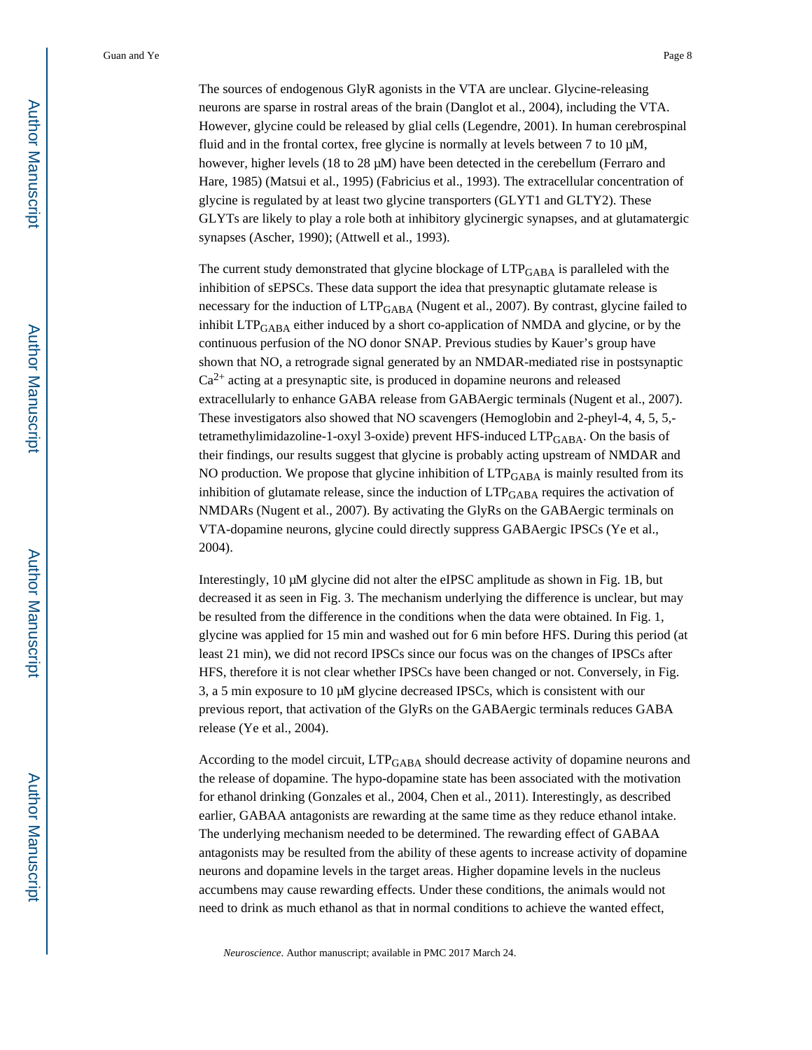The sources of endogenous GlyR agonists in the VTA are unclear. Glycine-releasing neurons are sparse in rostral areas of the brain (Danglot et al., 2004), including the VTA. However, glycine could be released by glial cells (Legendre, 2001). In human cerebrospinal fluid and in the frontal cortex, free glycine is normally at levels between 7 to 10 μM, however, higher levels (18 to 28 μM) have been detected in the cerebellum (Ferraro and Hare, 1985) (Matsui et al., 1995) (Fabricius et al., 1993). The extracellular concentration of glycine is regulated by at least two glycine transporters (GLYT1 and GLTY2). These GLYTs are likely to play a role both at inhibitory glycinergic synapses, and at glutamatergic synapses (Ascher, 1990); (Attwell et al., 1993).

The current study demonstrated that glycine blockage of $LTP_{GABA}$ is paralleled with the inhibition of sEPSCs. These data support the idea that presynaptic glutamate release is necessary for the induction of $LTP_{GABA}$ (Nugent et al., 2007). By contrast, glycine failed to inhibit $LTP_{GABA}$ either induced by a short co-application of NMDA and glycine, or by the continuous perfusion of the NO donor SNAP. Previous studies by Kauer's group have shown that NO, a retrograde signal generated by an NMDAR-mediated rise in postsynaptic $Ca^{2+}$ acting at a presynaptic site, is produced in dopamine neurons and released extracellularly to enhance GABA release from GABAergic terminals (Nugent et al., 2007). These investigators also showed that NO scavengers (Hemoglobin and 2-pheyl-4, 4, 5, 5,-tetramethylimidazoline-1-oxyl 3-oxide) prevent HFS-induced $LTP_{GABA}$. On the basis of their findings, our results suggest that glycine is probably acting upstream of NMDAR and NO production. We propose that glycine inhibition of $LTP_{GABA}$ is mainly resulted from its inhibition of glutamate release, since the induction of $LTP_{GABA}$ requires the activation of NMDARs (Nugent et al., 2007). By activating the GlyRs on the GABAergic terminals on VTA-dopamine neurons, glycine could directly suppress GABAergic IPSCs (Ye et al., 2004).

Interestingly, 10 μM glycine did not alter the eIPSC amplitude as shown in Fig. 1B, but decreased it as seen in Fig. 3. The mechanism underlying the difference is unclear, but may be resulted from the difference in the conditions when the data were obtained. In Fig. 1, glycine was applied for 15 min and washed out for 6 min before HFS. During this period (at least 21 min), we did not record IPSCs since our focus was on the changes of IPSCs after HFS, therefore it is not clear whether IPSCs have been changed or not. Conversely, in Fig. 3, a 5 min exposure to 10 μM glycine decreased IPSCs, which is consistent with our previous report, that activation of the GlyRs on the GABAergic terminals reduces GABA release (Ye et al., 2004).

According to the model circuit, $LTP_{GABA}$ should decrease activity of dopamine neurons and the release of dopamine. The hypo-dopamine state has been associated with the motivation for ethanol drinking (Gonzales et al., 2004, Chen et al., 2011). Interestingly, as described earlier, GABAA antagonists are rewarding at the same time as they reduce ethanol intake. The underlying mechanism needed to be determined. The rewarding effect of GABAA antagonists may be resulted from the ability of these agents to increase activity of dopamine neurons and dopamine levels in the target areas. Higher dopamine levels in the nucleus accumbens may cause rewarding effects. Under these conditions, the animals would not need to drink as much ethanol as that in normal conditions to achieve the wanted effect,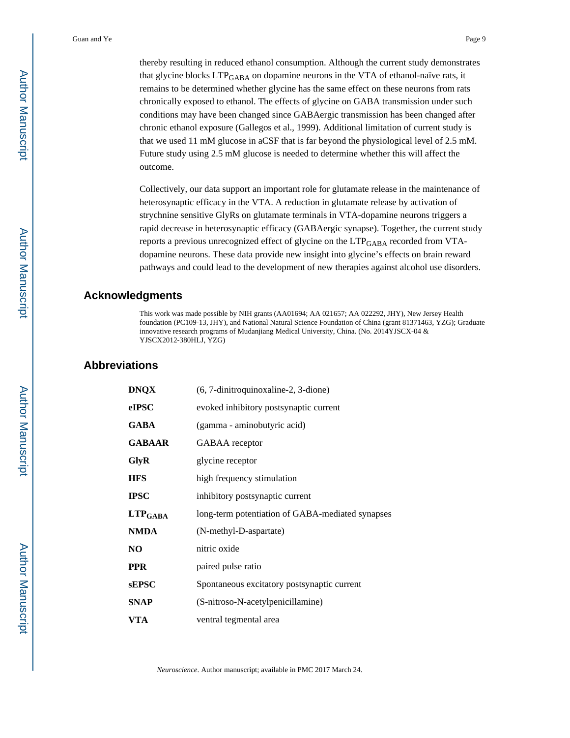thereby resulting in reduced ethanol consumption. Although the current study demonstrates that glycine blocks $LTP_{GABA}$ on dopamine neurons in the VTA of ethanol-naïve rats, it remains to be determined whether glycine has the same effect on these neurons from rats chronically exposed to ethanol. The effects of glycine on GABA transmission under such conditions may have been changed since GABAergic transmission has been changed after chronic ethanol exposure (Gallegos et al., 1999). Additional limitation of current study is that we used 11 mM glucose in aCSF that is far beyond the physiological level of 2.5 mM. Future study using 2.5 mM glucose is needed to determine whether this will affect the outcome.

Collectively, our data support an important role for glutamate release in the maintenance of heterosynaptic efficacy in the VTA. A reduction in glutamate release by activation of strychnine sensitive GlyRs on glutamate terminals in VTA-dopamine neurons triggers a rapid decrease in heterosynaptic efficacy (GABAergic synapse). Together, the current study reports a previous unrecognized effect of glycine on the $LTP_{GABA}$ recorded from VTA-dopamine neurons. These data provide new insight into glycine's effects on brain reward pathways and could lead to the development of new therapies against alcohol use disorders.

## Acknowledgments

This work was made possible by NIH grants (AA01694; AA 021657; AA 022292, JHY), New Jersey Health foundation (PC109-13, JHY), and National Natural Science Foundation of China (grant 81371463, YZG); Graduate innovative research programs of Mudanjiang Medical University, China. (No. 2014YJSCX-04 & YJSCX2012-380HLJ, YZG)

## Abbreviations

| | |
|---|---|
| **DNQX** | (6, 7-dinitroquinoxaline-2, 3-dione) |
| **eIPSC** | evoked inhibitory postsynaptic current |
| **GABA** | (gamma - aminobutyric acid) |
| **GABAAR** | GABAA receptor |
| **GlyR** | glycine receptor |
| **HFS** | high frequency stimulation |
| **IPSC** | inhibitory postsynaptic current |
| **$LTP_{GABA}$** | long-term potentiation of GABA-mediated synapses |
| **NMDA** | (N-methyl-D-aspartate) |
| **NO** | nitric oxide |
| **PPR** | paired pulse ratio |
| **sEPSC** | Spontaneous excitatory postsynaptic current |
| **SNAP** | (S-nitroso-N-acetylpenicillamine) |
| **VTA** | ventral tegmental area |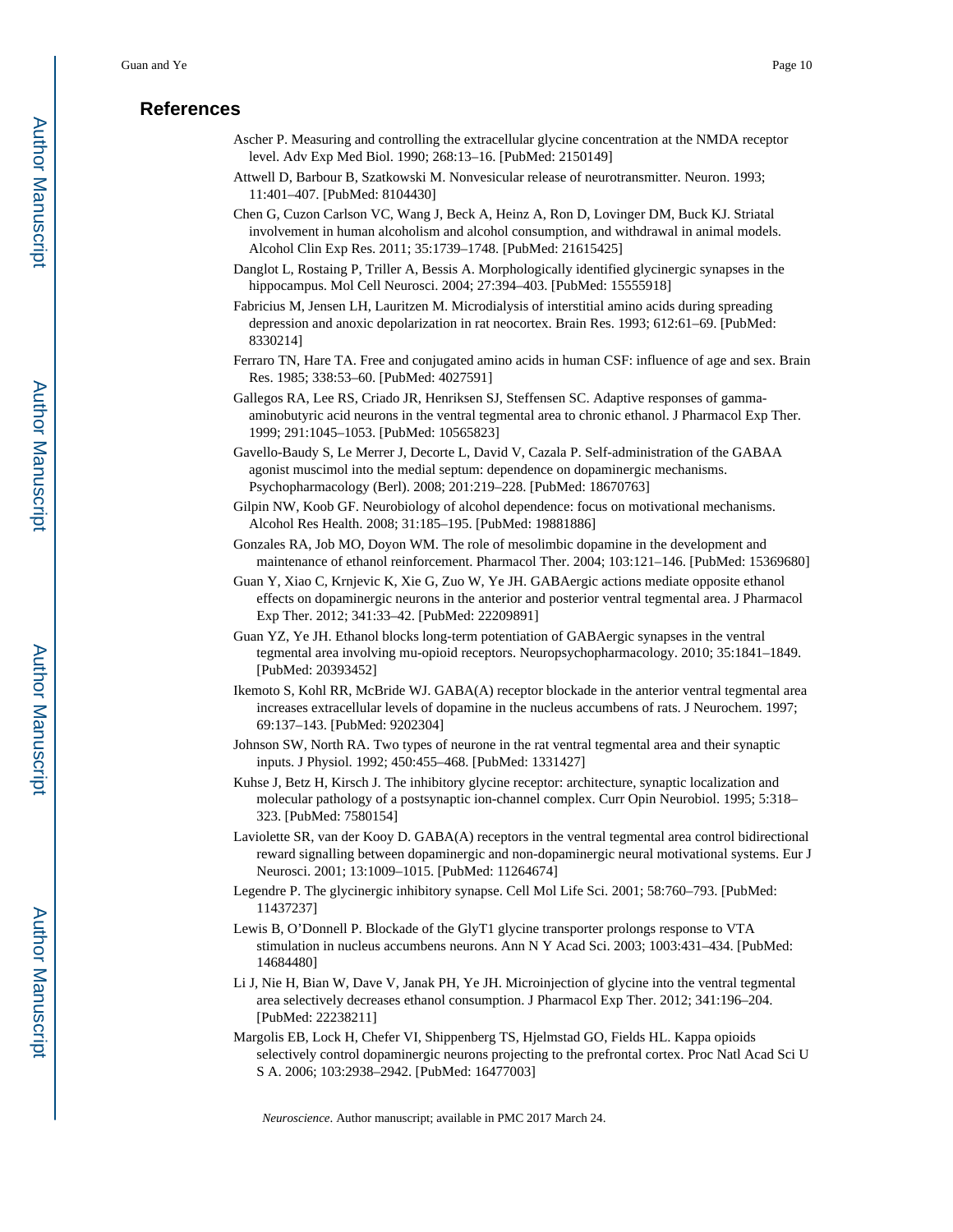## References

Ascher P. Measuring and controlling the extracellular glycine concentration at the NMDA receptor level. Adv Exp Med Biol. 1990; 268:13–16. [PubMed: 2150149]

Attwell D, Barbour B, Szatkowski M. Nonvesicular release of neurotransmitter. Neuron. 1993; 11:401–407. [PubMed: 8104430]

Chen G, Cuzon Carlson VC, Wang J, Beck A, Heinz A, Ron D, Lovinger DM, Buck KJ. Striatal involvement in human alcoholism and alcohol consumption, and withdrawal in animal models. Alcohol Clin Exp Res. 2011; 35:1739–1748. [PubMed: 21615425]

Danglot L, Rostaing P, Triller A, Bessis A. Morphologically identified glycinergic synapses in the hippocampus. Mol Cell Neurosci. 2004; 27:394–403. [PubMed: 15555918]

Fabricius M, Jensen LH, Lauritzen M. Microdialysis of interstitial amino acids during spreading depression and anoxic depolarization in rat neocortex. Brain Res. 1993; 612:61–69. [PubMed: 8330214]

Ferraro TN, Hare TA. Free and conjugated amino acids in human CSF: influence of age and sex. Brain Res. 1985; 338:53–60. [PubMed: 4027591]

Gallegos RA, Lee RS, Criado JR, Henriksen SJ, Steffensen SC. Adaptive responses of gamma-aminobutyric acid neurons in the ventral tegmental area to chronic ethanol. J Pharmacol Exp Ther. 1999; 291:1045–1053. [PubMed: 10565823]

Gavello-Baudy S, Le Merrer J, Decorte L, David V, Cazala P. Self-administration of the GABAA agonist muscimol into the medial septum: dependence on dopaminergic mechanisms. Psychopharmacology (Berl). 2008; 201:219–228. [PubMed: 18670763]

Gilpin NW, Koob GF. Neurobiology of alcohol dependence: focus on motivational mechanisms. Alcohol Res Health. 2008; 31:185–195. [PubMed: 19881886]

Gonzales RA, Job MO, Doyon WM. The role of mesolimbic dopamine in the development and maintenance of ethanol reinforcement. Pharmacol Ther. 2004; 103:121–146. [PubMed: 15369680]

Guan Y, Xiao C, Krnjevic K, Xie G, Zuo W, Ye JH. GABAergic actions mediate opposite ethanol effects on dopaminergic neurons in the anterior and posterior ventral tegmental area. J Pharmacol Exp Ther. 2012; 341:33–42. [PubMed: 22209891]

Guan YZ, Ye JH. Ethanol blocks long-term potentiation of GABAergic synapses in the ventral tegmental area involving mu-opioid receptors. Neuropsychopharmacology. 2010; 35:1841–1849. [PubMed: 20393452]

Ikemoto S, Kohl RR, McBride WJ. GABA(A) receptor blockade in the anterior ventral tegmental area increases extracellular levels of dopamine in the nucleus accumbens of rats. J Neurochem. 1997; 69:137–143. [PubMed: 9202304]

Johnson SW, North RA. Two types of neurone in the rat ventral tegmental area and their synaptic inputs. J Physiol. 1992; 450:455–468. [PubMed: 1331427]

Kuhse J, Betz H, Kirsch J. The inhibitory glycine receptor: architecture, synaptic localization and molecular pathology of a postsynaptic ion-channel complex. Curr Opin Neurobiol. 1995; 5:318–323. [PubMed: 7580154]

Laviolette SR, van der Kooy D. GABA(A) receptors in the ventral tegmental area control bidirectional reward signalling between dopaminergic and non-dopaminergic neural motivational systems. Eur J Neurosci. 2001; 13:1009–1015. [PubMed: 11264674]

Legendre P. The glycinergic inhibitory synapse. Cell Mol Life Sci. 2001; 58:760–793. [PubMed: 11437237]

Lewis B, O'Donnell P. Blockade of the GlyT1 glycine transporter prolongs response to VTA stimulation in nucleus accumbens neurons. Ann N Y Acad Sci. 2003; 1003:431–434. [PubMed: 14684480]

Li J, Nie H, Bian W, Dave V, Janak PH, Ye JH. Microinjection of glycine into the ventral tegmental area selectively decreases ethanol consumption. J Pharmacol Exp Ther. 2012; 341:196–204. [PubMed: 22238211]

Margolis EB, Lock H, Chefer VI, Shippenberg TS, Hjelmstad GO, Fields HL. Kappa opioids selectively control dopaminergic neurons projecting to the prefrontal cortex. Proc Natl Acad Sci U S A. 2006; 103:2938–2942. [PubMed: 16477003]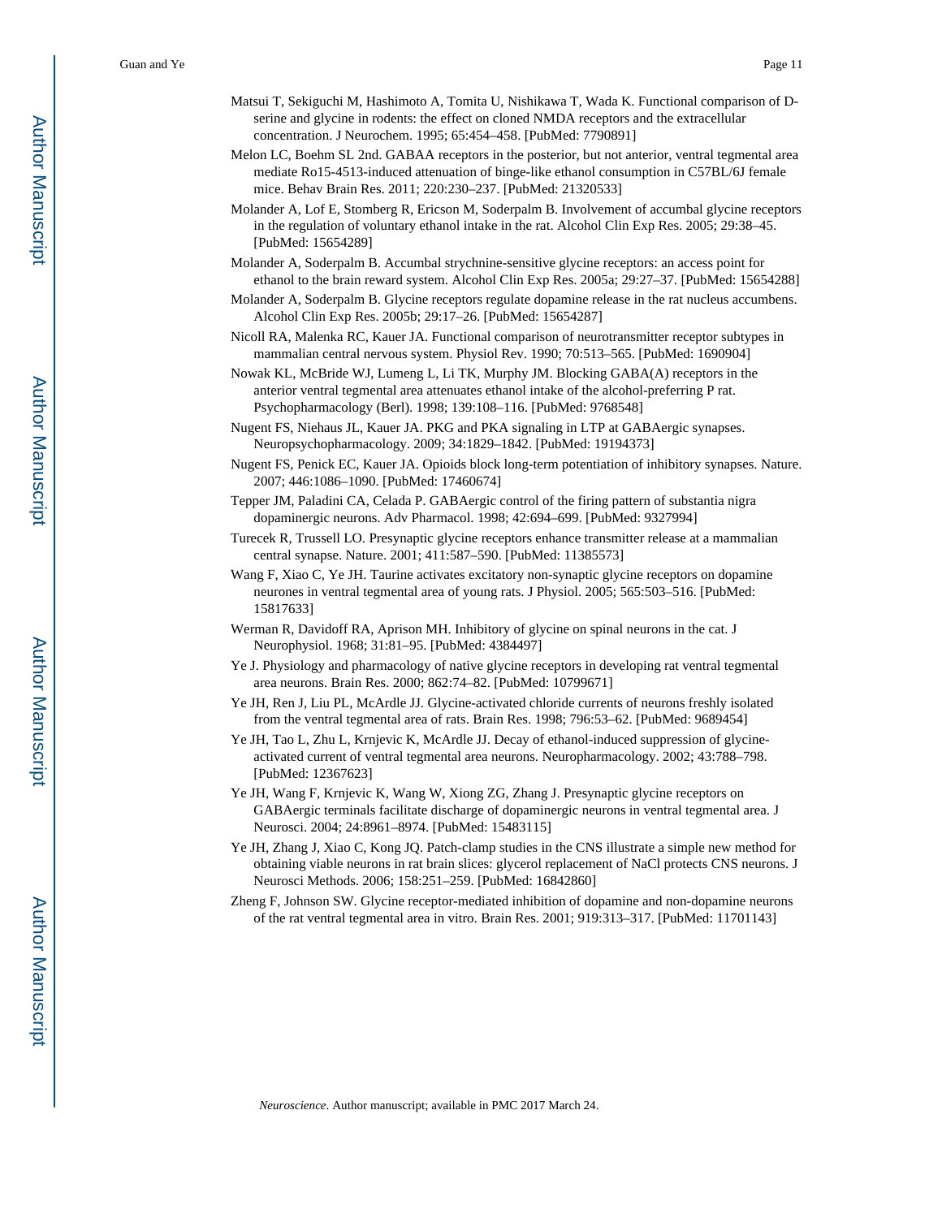Matsui T, Sekiguchi M, Hashimoto A, Tomita U, Nishikawa T, Wada K. Functional comparison of D-serine and glycine in rodents: the effect on cloned NMDA receptors and the extracellular concentration. J Neurochem. 1995; 65:454–458. [PubMed: 7790891]

Melon LC, Boehm SL 2nd. GABAA receptors in the posterior, but not anterior, ventral tegmental area mediate Ro15-4513-induced attenuation of binge-like ethanol consumption in C57BL/6J female mice. Behav Brain Res. 2011; 220:230–237. [PubMed: 21320533]

Molander A, Lof E, Stomberg R, Ericson M, Soderpalm B. Involvement of accumbal glycine receptors in the regulation of voluntary ethanol intake in the rat. Alcohol Clin Exp Res. 2005; 29:38–45. [PubMed: 15654289]

Molander A, Soderpalm B. Accumbal strychnine-sensitive glycine receptors: an access point for ethanol to the brain reward system. Alcohol Clin Exp Res. 2005a; 29:27–37. [PubMed: 15654288]

Molander A, Soderpalm B. Glycine receptors regulate dopamine release in the rat nucleus accumbens. Alcohol Clin Exp Res. 2005b; 29:17–26. [PubMed: 15654287]

Nicoll RA, Malenka RC, Kauer JA. Functional comparison of neurotransmitter receptor subtypes in mammalian central nervous system. Physiol Rev. 1990; 70:513–565. [PubMed: 1690904]

Nowak KL, McBride WJ, Lumeng L, Li TK, Murphy JM. Blocking GABA(A) receptors in the anterior ventral tegmental area attenuates ethanol intake of the alcohol-preferring P rat. Psychopharmacology (Berl). 1998; 139:108–116. [PubMed: 9768548]

Nugent FS, Niehaus JL, Kauer JA. PKG and PKA signaling in LTP at GABAergic synapses. Neuropsychopharmacology. 2009; 34:1829–1842. [PubMed: 19194373]

Nugent FS, Penick EC, Kauer JA. Opioids block long-term potentiation of inhibitory synapses. Nature. 2007; 446:1086–1090. [PubMed: 17460674]

Tepper JM, Paladini CA, Celada P. GABAergic control of the firing pattern of substantia nigra dopaminergic neurons. Adv Pharmacol. 1998; 42:694–699. [PubMed: 9327994]

Turecek R, Trussell LO. Presynaptic glycine receptors enhance transmitter release at a mammalian central synapse. Nature. 2001; 411:587–590. [PubMed: 11385573]

Wang F, Xiao C, Ye JH. Taurine activates excitatory non-synaptic glycine receptors on dopamine neurones in ventral tegmental area of young rats. J Physiol. 2005; 565:503–516. [PubMed: 15817633]

Werman R, Davidoff RA, Aprison MH. Inhibitory of glycine on spinal neurons in the cat. J Neurophysiol. 1968; 31:81–95. [PubMed: 4384497]

Ye J. Physiology and pharmacology of native glycine receptors in developing rat ventral tegmental area neurons. Brain Res. 2000; 862:74–82. [PubMed: 10799671]

Ye JH, Ren J, Liu PL, McArdle JJ. Glycine-activated chloride currents of neurons freshly isolated from the ventral tegmental area of rats. Brain Res. 1998; 796:53–62. [PubMed: 9689454]

Ye JH, Tao L, Zhu L, Krnjevic K, McArdle JJ. Decay of ethanol-induced suppression of glycine-activated current of ventral tegmental area neurons. Neuropharmacology. 2002; 43:788–798. [PubMed: 12367623]

Ye JH, Wang F, Krnjevic K, Wang W, Xiong ZG, Zhang J. Presynaptic glycine receptors on GABAergic terminals facilitate discharge of dopaminergic neurons in ventral tegmental area. J Neurosci. 2004; 24:8961–8974. [PubMed: 15483115]

Ye JH, Zhang J, Xiao C, Kong JQ. Patch-clamp studies in the CNS illustrate a simple new method for obtaining viable neurons in rat brain slices: glycerol replacement of NaCl protects CNS neurons. J Neurosci Methods. 2006; 158:251–259. [PubMed: 16842860]

Zheng F, Johnson SW. Glycine receptor-mediated inhibition of dopamine and non-dopamine neurons of the rat ventral tegmental area in vitro. Brain Res. 2001; 919:313–317. [PubMed: 11701143]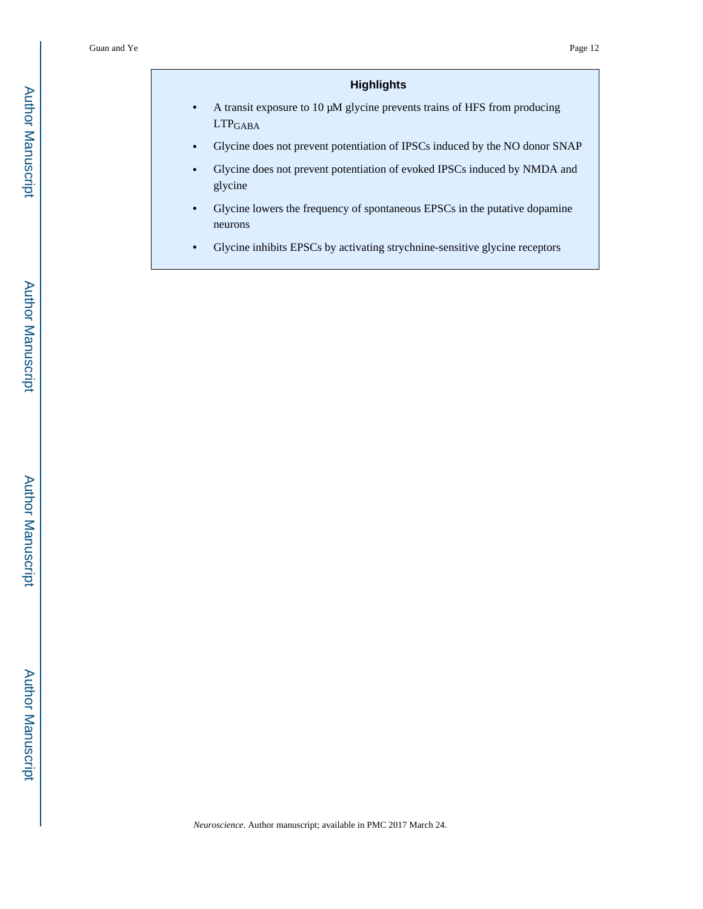## Highlights

- A transit exposure to 10 μM glycine prevents trains of HFS from producing $LTP_{GABA}$
- Glycine does not prevent potentiation of IPSCs induced by the NO donor SNAP
- Glycine does not prevent potentiation of evoked IPSCs induced by NMDA and glycine
- Glycine lowers the frequency of spontaneous EPSCs in the putative dopamine neurons
- Glycine inhibits EPSCs by activating strychnine-sensitive glycine receptors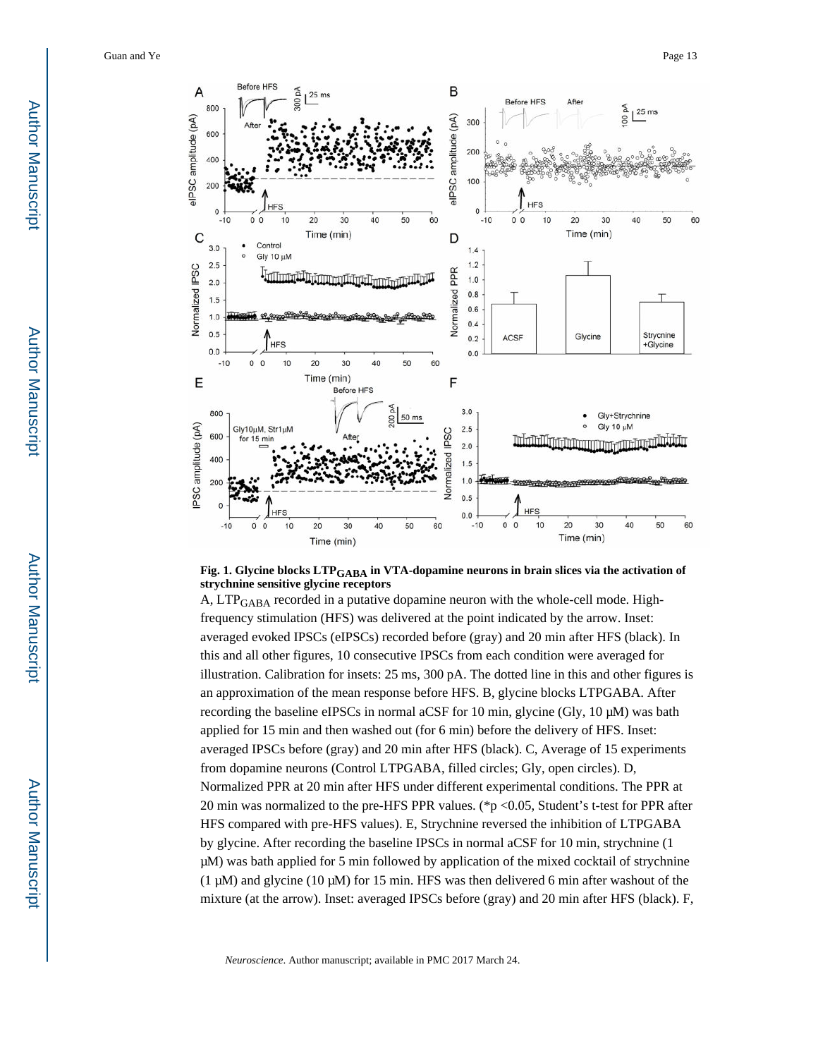**Fig. 1. Glycine blocks $LTP_{GABA}$ in VTA-dopamine neurons in brain slices via the activation of strychnine sensitive glycine receptors**

A, $LTP_{GABA}$ recorded in a putative dopamine neuron with the whole-cell mode. High-frequency stimulation (HFS) was delivered at the point indicated by the arrow. Inset: averaged evoked IPSCs (eIPSCs) recorded before (gray) and 20 min after HFS (black). In this and all other figures, 10 consecutive IPSCs from each condition were averaged for illustration. Calibration for insets: 25 ms, 300 pA. The dotted line in this and other figures is an approximation of the mean response before HFS. B, glycine blocks LTPGABA. After recording the baseline eIPSCs in normal aCSF for 10 min, glycine (Gly, 10 μM) was bath applied for 15 min and then washed out (for 6 min) before the delivery of HFS. Inset: averaged IPSCs before (gray) and 20 min after HFS (black). C, Average of 15 experiments from dopamine neurons (Control LTPGABA, filled circles; Gly, open circles). D, Normalized PPR at 20 min after HFS under different experimental conditions. The PPR at 20 min was normalized to the pre-HFS PPR values. (*$p < 0.05$, Student's t-test for PPR after HFS compared with pre-HFS values). E, Strychnine reversed the inhibition of LTPGABA by glycine. After recording the baseline IPSCs in normal aCSF for 10 min, strychnine (1 μM) was bath applied for 5 min followed by application of the mixed cocktail of strychnine (1 μM) and glycine (10 μM) for 15 min. HFS was then delivered 6 min after washout of the mixture (at the arrow). Inset: averaged IPSCs before (gray) and 20 min after HFS (black). F,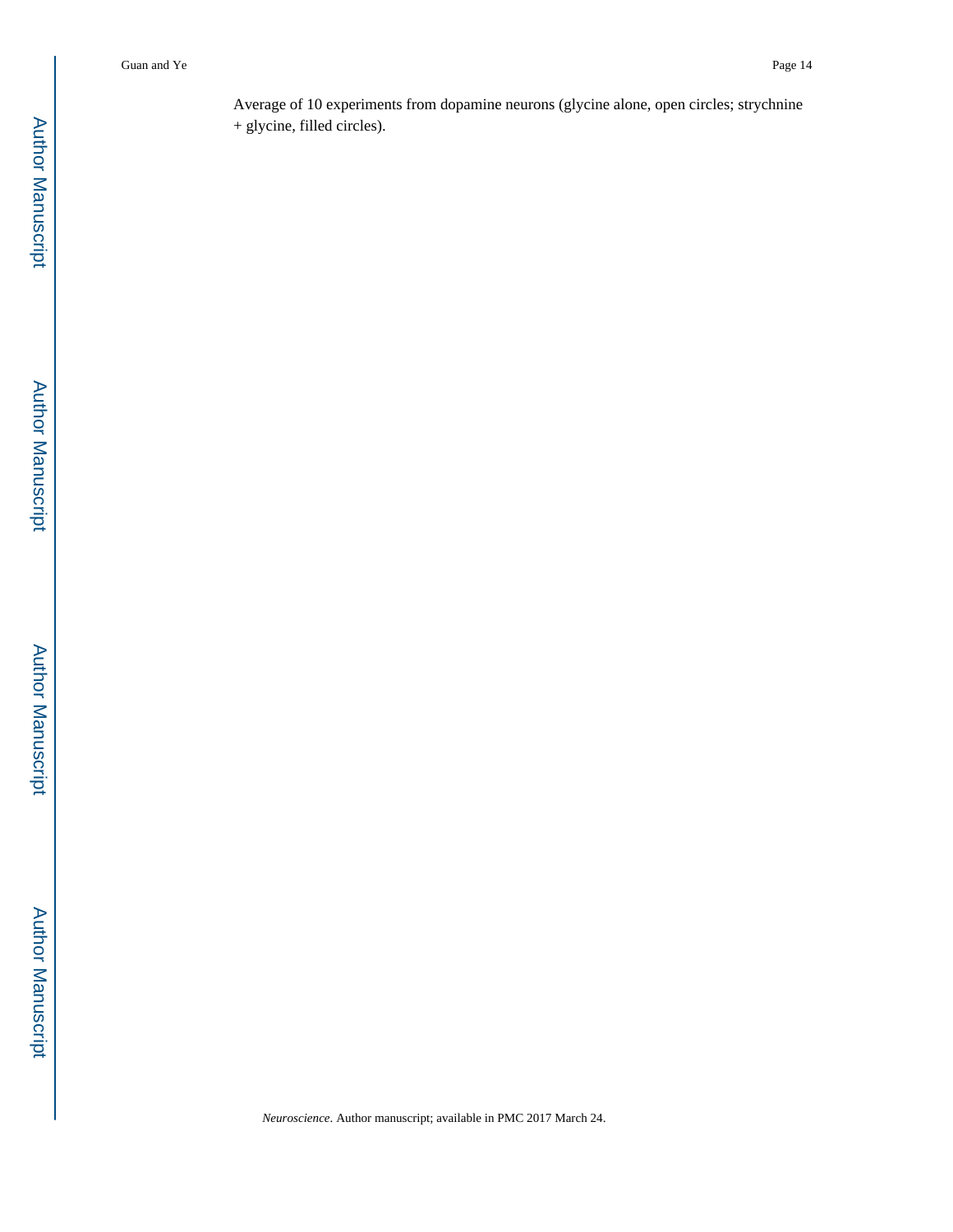Average of 10 experiments from dopamine neurons (glycine alone, open circles; strychnine + glycine, filled circles).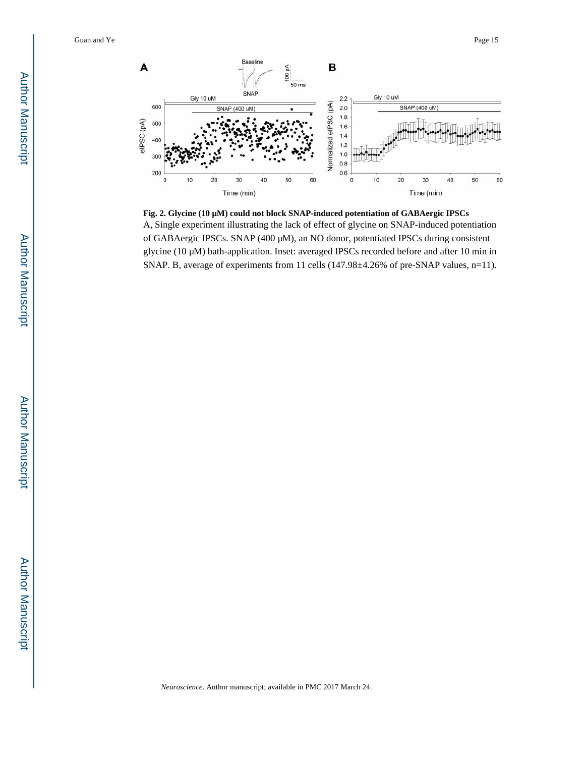**Fig. 2. Glycine (10 μM) could not block SNAP-induced potentiation of GABAergic IPSCs**

A, Single experiment illustrating the lack of effect of glycine on SNAP-induced potentiation of GABAergic IPSCs. SNAP (400 μM), an NO donor, potentiated IPSCs during consistent glycine (10 μM) bath-application. Inset: averaged IPSCs recorded before and after 10 min in SNAP. B, average of experiments from 11 cells (147.98±4.26% of pre-SNAP values, n=11).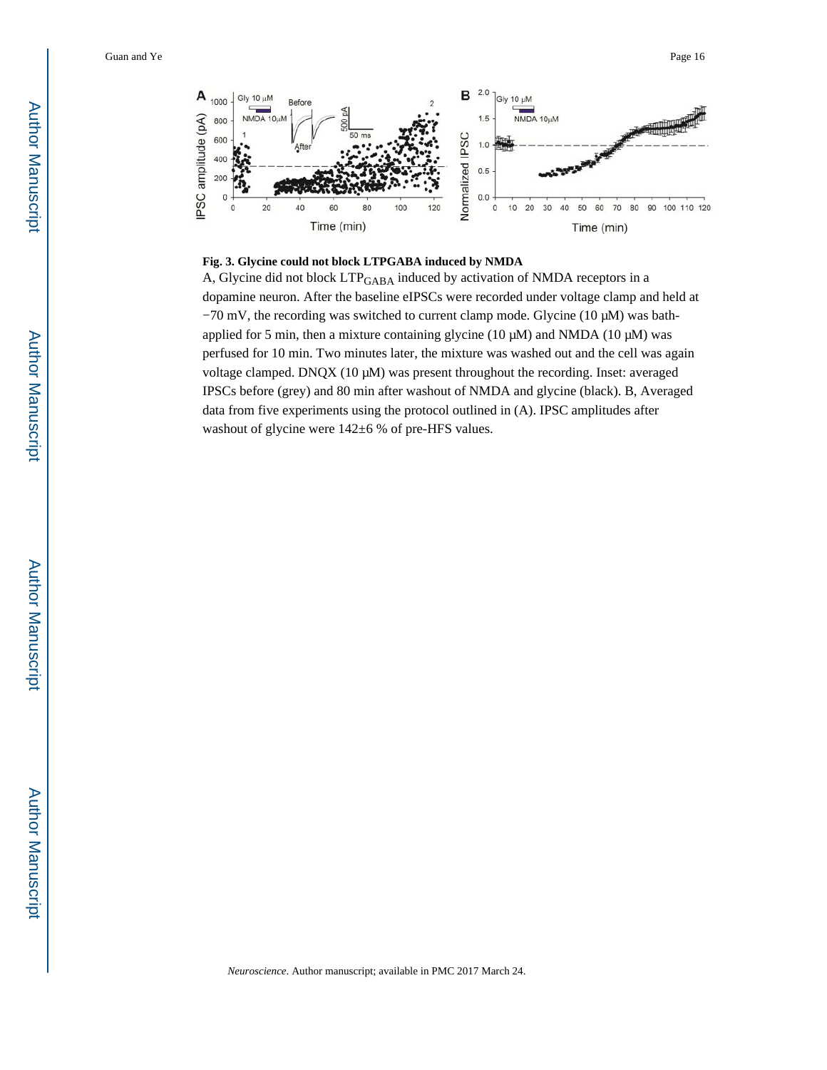**Fig. 3. Glycine could not block LTPGABA induced by NMDA**

A, Glycine did not block $LTP_{GABA}$ induced by activation of NMDA receptors in a dopamine neuron. After the baseline eIPSCs were recorded under voltage clamp and held at −70 mV, the recording was switched to current clamp mode. Glycine (10 μM) was bath-applied for 5 min, then a mixture containing glycine (10 μM) and NMDA (10 μM) was perfused for 10 min. Two minutes later, the mixture was washed out and the cell was again voltage clamped. DNQX (10 μM) was present throughout the recording. Inset: averaged IPSCs before (grey) and 80 min after washout of NMDA and glycine (black). B, Averaged data from five experiments using the protocol outlined in (A). IPSC amplitudes after washout of glycine were 142±6 % of pre-HFS values.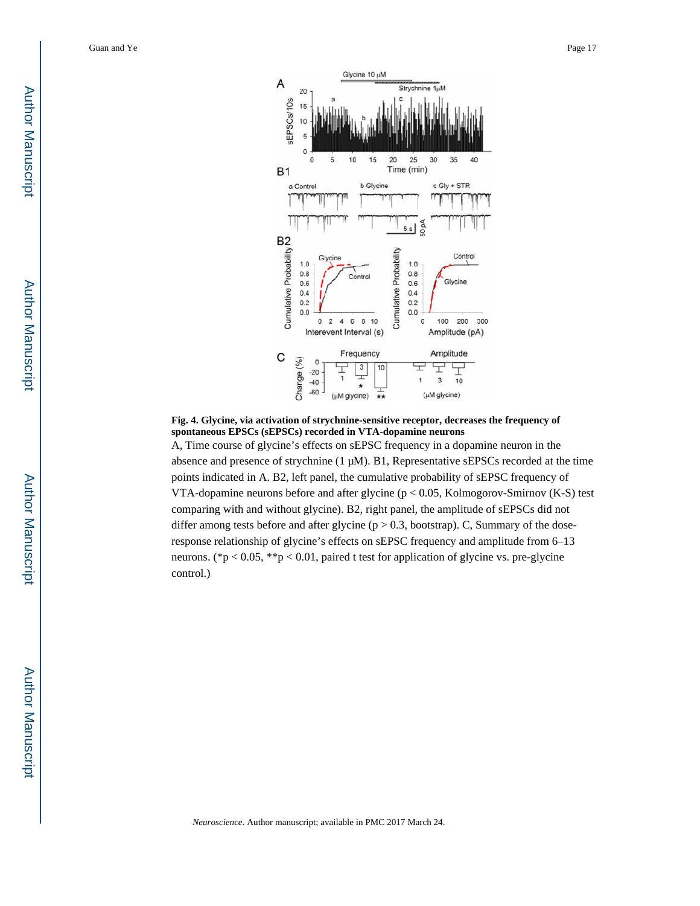**Fig. 4. Glycine, via activation of strychnine-sensitive receptor, decreases the frequency of spontaneous EPSCs (sEPSCs) recorded in VTA-dopamine neurons**

A, Time course of glycine's effects on sEPSC frequency in a dopamine neuron in the absence and presence of strychnine (1 μM). B1, Representative sEPSCs recorded at the time points indicated in A. B2, left panel, the cumulative probability of sEPSC frequency of VTA-dopamine neurons before and after glycine ($p < 0.05$, Kolmogorov-Smirnov (K-S) test comparing with and without glycine). B2, right panel, the amplitude of sEPSCs did not differ among tests before and after glycine ($p > 0.3$, bootstrap). C, Summary of the dose-response relationship of glycine's effects on sEPSC frequency and amplitude from 6–13 neurons. (*$p < 0.05$, **$p < 0.01$, paired t test for application of glycine vs. pre-glycine control.)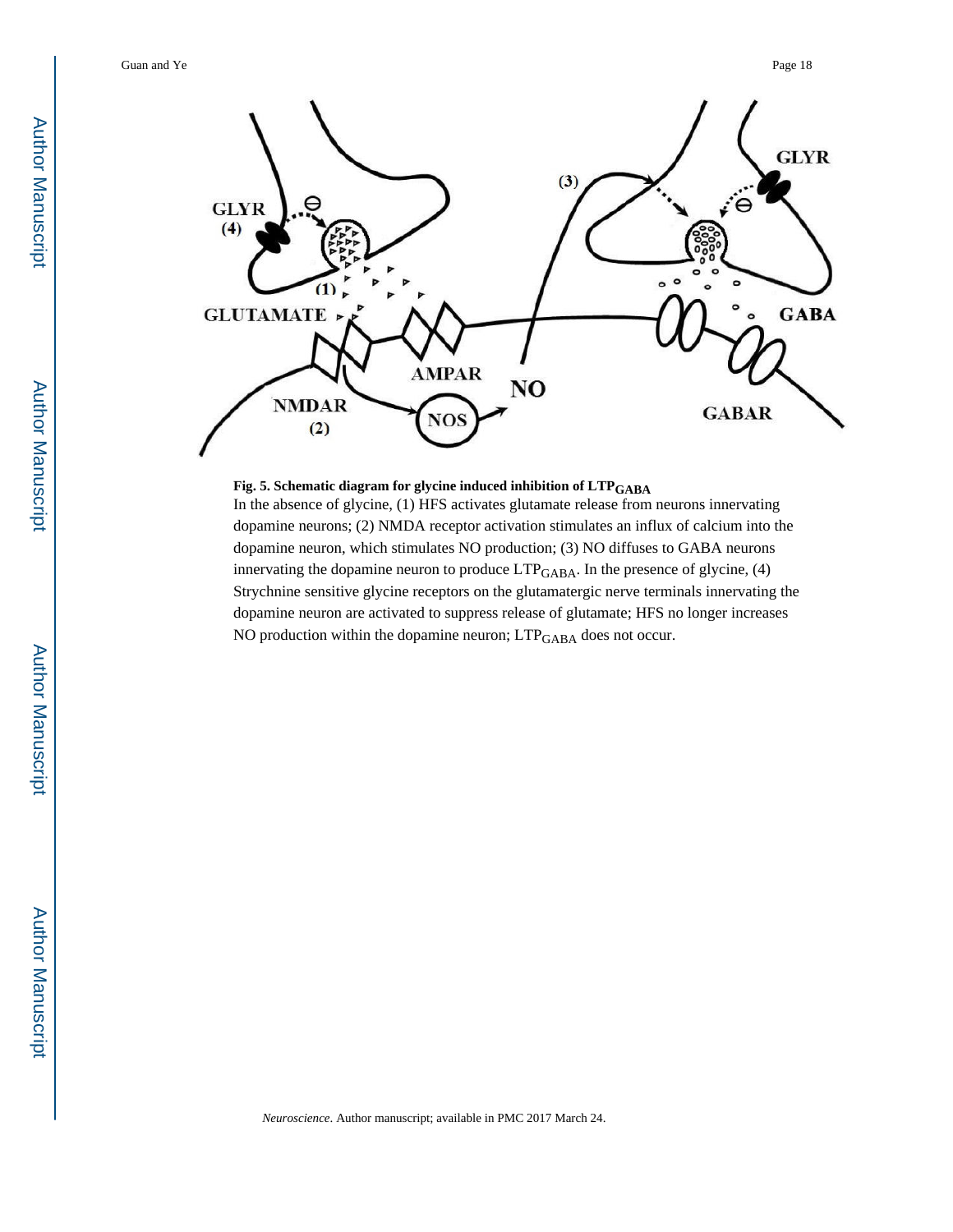GLYR
(4)
GLUTAMATE
(1)
AMPAR
NMDAR
(2)
NOS
NO
(3)
GLYR
GABA
GABAR

**Fig. 5. Schematic diagram for glycine induced inhibition of $LTP_{GABA}$**

In the absence of glycine, (1) HFS activates glutamate release from neurons innervating dopamine neurons; (2) NMDA receptor activation stimulates an influx of calcium into the dopamine neuron, which stimulates NO production; (3) NO diffuses to GABA neurons innervating the dopamine neuron to produce $LTP_{GABA}$. In the presence of glycine, (4) Strychnine sensitive glycine receptors on the glutamatergic nerve terminals innervating the dopamine neuron are activated to suppress release of glutamate; HFS no longer increases NO production within the dopamine neuron; $LTP_{GABA}$ does not occur.